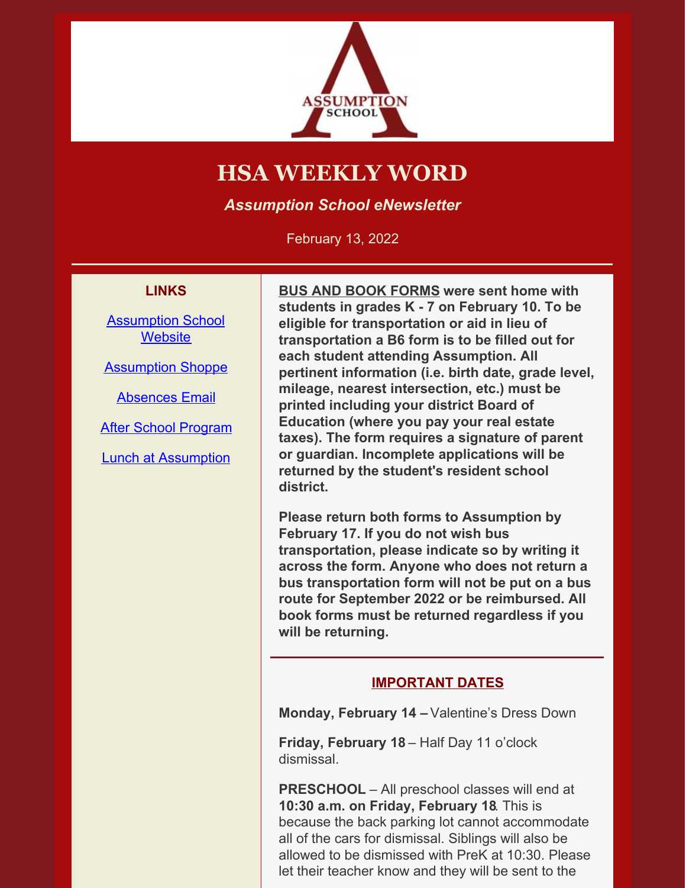ASSUMPTION SCHOOL

# HSA WEEKLY WORD

*Assumption School eNewsletter*

February 13, 2022

## LINKS

Assumption School Website

Assumption Shoppe

Absences Email

After School Program

Lunch at Assumption

**BUS AND BOOK FORMS were sent home with students in grades K - 7 on February 10. To be eligible for transportation or aid in lieu of transportation a B6 form is to be filled out for each student attending Assumption. All pertinent information (i.e. birth date, grade level, mileage, nearest intersection, etc.) must be printed including your district Board of Education (where you pay your real estate taxes). The form requires a signature of parent or guardian. Incomplete applications will be returned by the student's resident school district.**

**Please return both forms to Assumption by February 17. If you do not wish bus transportation, please indicate so by writing it across the form. Anyone who does not return a bus transportation form will not be put on a bus route for September 2022 or be reimbursed. All book forms must be returned regardless if you will be returning.**

## IMPORTANT DATES

**Monday, February 14 –** Valentine's Dress Down

**Friday, February 18** – Half Day 11 o'clock dismissal.

**PRESCHOOL** – All preschool classes will end at **10:30 a.m. on Friday, February 18**. This is because the back parking lot cannot accommodate all of the cars for dismissal. Siblings will also be allowed to be dismissed with PreK at 10:30. Please let their teacher know and they will be sent to the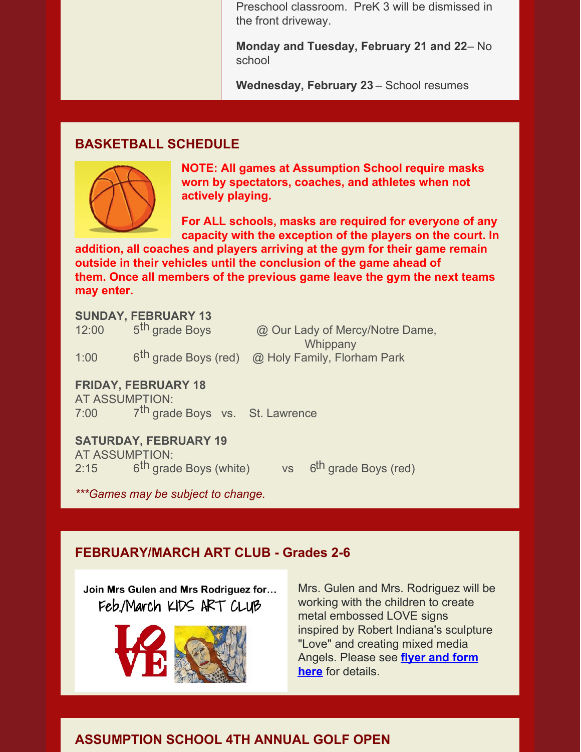Preschool classroom. PreK 3 will be dismissed in the front driveway.

**Monday and Tuesday, February 21 and 22**– No school

**Wednesday, February 23** – School resumes

## BASKETBALL SCHEDULE

**NOTE: All games at Assumption School require masks worn by spectators, coaches, and athletes when not actively playing.**

**For ALL schools, masks are required for everyone of any capacity with the exception of the players on the court. In addition, all coaches and players arriving at the gym for their game remain outside in their vehicles until the conclusion of the game ahead of them. Once all members of the previous game leave the gym the next teams may enter.**

**SUNDAY, FEBRUARY 13**

12:00 5th grade Boys @ Our Lady of Mercy/Notre Dame, Whippany

1:00 6th grade Boys (red) @ Holy Family, Florham Park

**FRIDAY, FEBRUARY 18**

AT ASSUMPTION:

7:00 7th grade Boys vs. St. Lawrence

**SATURDAY, FEBRUARY 19**

AT ASSUMPTION:

2:15 6th grade Boys (white) vs 6th grade Boys (red)

*\*\*\*Games may be subject to change.*

## FEBRUARY/MARCH ART CLUB - Grades 2-6

Join Mrs Gulen and Mrs Rodriguez for...

Feb./March KIDS ART CLUB

Mrs. Gulen and Mrs. Rodriguez will be working with the children to create metal embossed LOVE signs inspired by Robert Indiana's sculpture "Love" and creating mixed media Angels. Please see **flyer and form here** for details.

## ASSUMPTION SCHOOL 4TH ANNUAL GOLF OPEN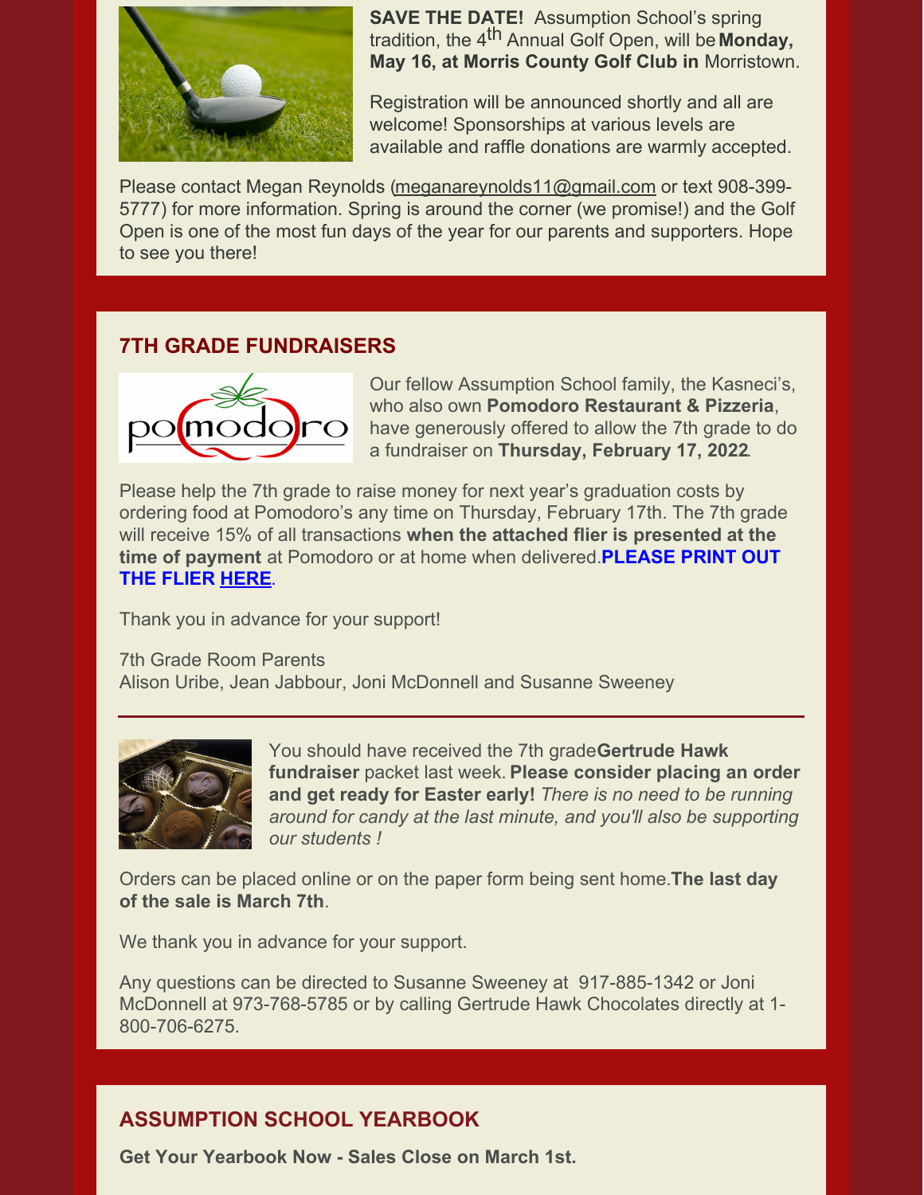**SAVE THE DATE!** Assumption School's spring tradition, the 4th Annual Golf Open, will be **Monday, May 16, at Morris County Golf Club in** Morristown.

Registration will be announced shortly and all are welcome! Sponsorships at various levels are available and raffle donations are warmly accepted.

Please contact Megan Reynolds (meganareynolds11@gmail.com or text 908-399-5777) for more information. Spring is around the corner (we promise!) and the Golf Open is one of the most fun days of the year for our parents and supporters. Hope to see you there!

## 7TH GRADE FUNDRAISERS

Our fellow Assumption School family, the Kasneci's, who also own **Pomodoro Restaurant & Pizzeria**, have generously offered to allow the 7th grade to do a fundraiser on **Thursday, February 17, 2022**.

Please help the 7th grade to raise money for next year's graduation costs by ordering food at Pomodoro's any time on Thursday, February 17th. The 7th grade will receive 15% of all transactions **when the attached flier is presented at the time of payment** at Pomodoro or at home when delivered. **PLEASE PRINT OUT THE FLIER HERE**.

Thank you in advance for your support!

7th Grade Room Parents
Alison Uribe, Jean Jabbour, Joni McDonnell and Susanne Sweeney

---

You should have received the 7th grade **Gertrude Hawk fundraiser** packet last week. **Please consider placing an order and get ready for Easter early!** *There is no need to be running around for candy at the last minute, and you'll also be supporting our students !*

Orders can be placed online or on the paper form being sent home. **The last day of the sale is March 7th**.

We thank you in advance for your support.

Any questions can be directed to Susanne Sweeney at 917-885-1342 or Joni McDonnell at 973-768-5785 or by calling Gertrude Hawk Chocolates directly at 1-800-706-6275.

## ASSUMPTION SCHOOL YEARBOOK

**Get Your Yearbook Now - Sales Close on March 1st.**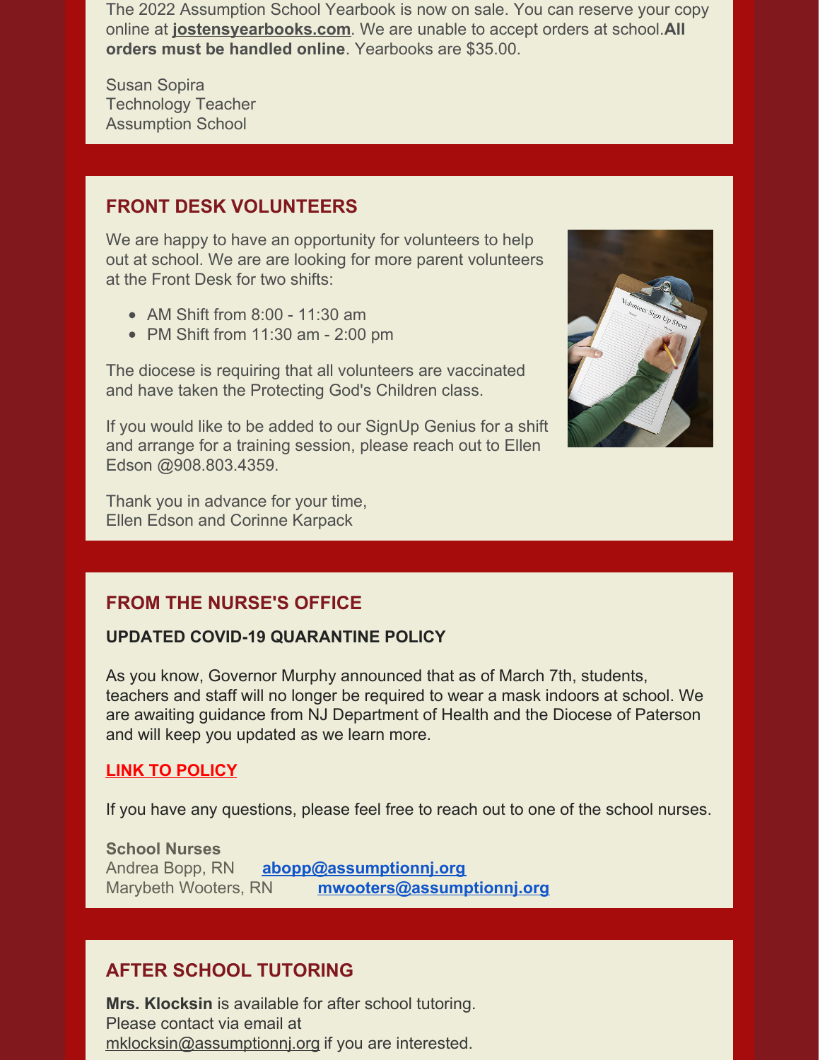The 2022 Assumption School Yearbook is now on sale. You can reserve your copy online at **jostensyearbooks.com**. We are unable to accept orders at school.**All orders must be handled online**. Yearbooks are $35.00.

Susan Sopira
Technology Teacher
Assumption School

## FRONT DESK VOLUNTEERS

We are happy to have an opportunity for volunteers to help out at school. We are are looking for more parent volunteers at the Front Desk for two shifts:

- AM Shift from 8:00 - 11:30 am
- PM Shift from 11:30 am - 2:00 pm

The diocese is requiring that all volunteers are vaccinated and have taken the Protecting God's Children class.

If you would like to be added to our SignUp Genius for a shift and arrange for a training session, please reach out to Ellen Edson @908.803.4359.

Thank you in advance for your time,
Ellen Edson and Corinne Karpack

## FROM THE NURSE'S OFFICE

**UPDATED COVID-19 QUARANTINE POLICY**

As you know, Governor Murphy announced that as of March 7th, students, teachers and staff will no longer be required to wear a mask indoors at school. We are awaiting guidance from NJ Department of Health and the Diocese of Paterson and will keep you updated as we learn more.

**LINK TO POLICY**

If you have any questions, please feel free to reach out to one of the school nurses.

**School Nurses**
Andrea Bopp, RN **abopp@assumptionnj.org**
Marybeth Wooters, RN **mwooters@assumptionnj.org**

## AFTER SCHOOL TUTORING

**Mrs. Klocksin** is available for after school tutoring.
Please contact via email at
mklocksin@assumptionnj.org if you are interested.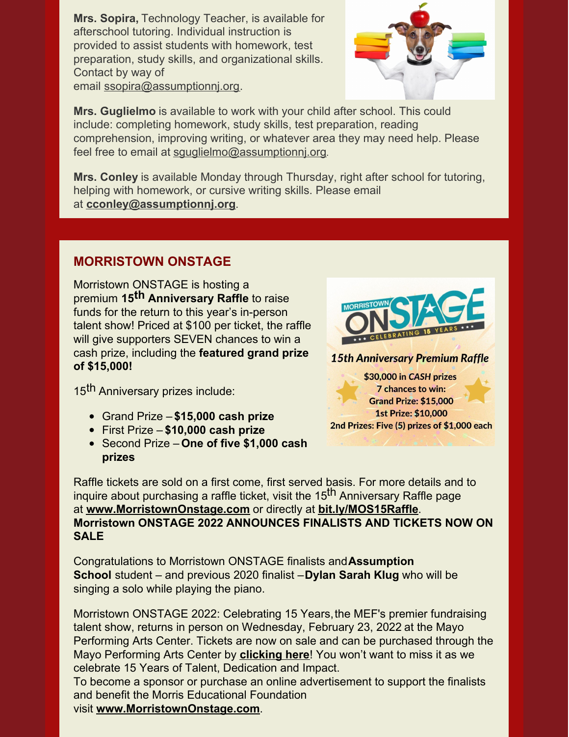**Mrs. Sopira,** Technology Teacher, is available for afterschool tutoring. Individual instruction is provided to assist students with homework, test preparation, study skills, and organizational skills. Contact by way of email ssopira@assumptionnj.org.

**Mrs. Guglielmo** is available to work with your child after school. This could include: completing homework, study skills, test preparation, reading comprehension, improving writing, or whatever area they may need help. Please feel free to email at sguglielmo@assumptionnj.org.

**Mrs. Conley** is available Monday through Thursday, right after school for tutoring, helping with homework, or cursive writing skills. Please email at **cconley@assumptionnj.org**.

## MORRISTOWN ONSTAGE

Morristown ONSTAGE is hosting a premium **15th Anniversary Raffle** to raise funds for the return to this year's in-person talent show! Priced at $100 per ticket, the raffle will give supporters SEVEN chances to win a cash prize, including the **featured grand prize of $15,000!**

MORRISTOWN ONSTAGE
CELEBRATING 15 YEARS

*15th Anniversary Premium Raffle*

$30,000 in *CASH* prizes
7 chances to win:
Grand Prize: $15,000
1st Prize: $10,000
2nd Prizes: Five (5) prizes of $1,000 each

15th Anniversary prizes include:

- Grand Prize – **$15,000 cash prize**
- First Prize – **$10,000 cash prize**
- Second Prize – **One of five $1,000 cash prizes**

Raffle tickets are sold on a first come, first served basis. For more details and to inquire about purchasing a raffle ticket, visit the 15th Anniversary Raffle page at **www.MorristownOnstage.com** or directly at **bit.ly/MOS15Raffle**.

**Morristown ONSTAGE 2022 ANNOUNCES FINALISTS AND TICKETS NOW ON SALE**

Congratulations to Morristown ONSTAGE finalists and **Assumption School** student – and previous 2020 finalist – **Dylan Sarah Klug** who will be singing a solo while playing the piano.

Morristown ONSTAGE 2022: Celebrating 15 Years, the MEF's premier fundraising talent show, returns in person on Wednesday, February 23, 2022 at the Mayo Performing Arts Center. Tickets are now on sale and can be purchased through the Mayo Performing Arts Center by **clicking here**! You won't want to miss it as we celebrate 15 Years of Talent, Dedication and Impact.

To become a sponsor or purchase an online advertisement to support the finalists and benefit the Morris Educational Foundation visit **www.MorristownOnstage.com**.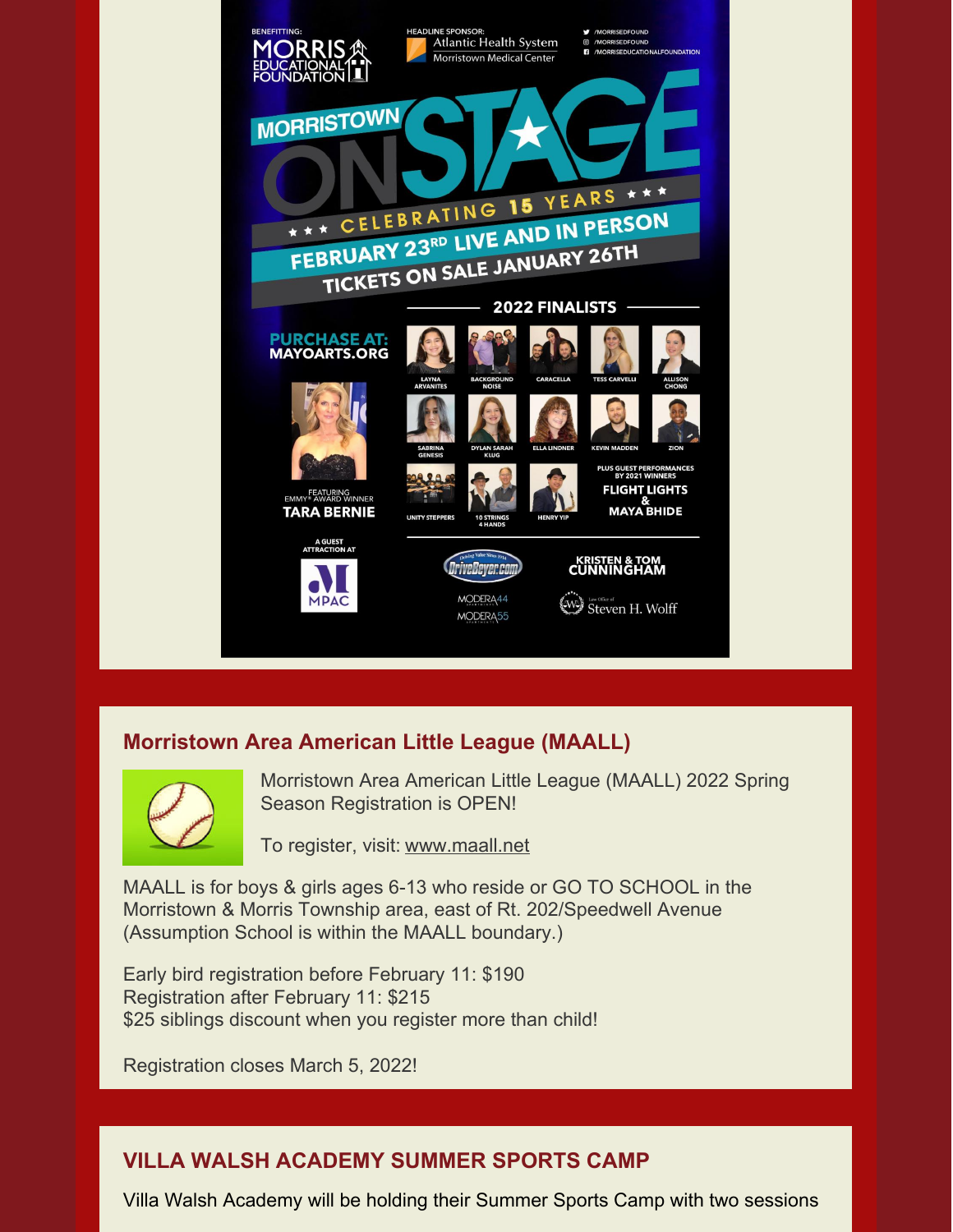BENEFITTING: MORRIS EDUCATIONAL FOUNDATION

HEADLINE SPONSOR: Atlantic Health System Morristown Medical Center

/MORRISEDFOUND
/MORRISEDFOUND
/MORRISEDUCATIONALFOUNDATION

# MORRISTOWN ON STAGE

★★★ CELEBRATING 15 YEARS ★★★

FEBRUARY 23RD LIVE AND IN PERSON

TICKETS ON SALE JANUARY 26TH

PURCHASE AT: MAYOARTS.ORG

FEATURING EMMY® AWARD WINNER **TARA BERNIE**

A GUEST ATTRACTION AT MPAC

## 2022 FINALISTS

LAYNA ARVANITES
BACKGROUND NOISE
CARACELLA
TESS CARVELLI
ALLISON CHONG
SABRINA GENESIS
DYLAN SARAH KLUG
ELLA LINDNER
KEVIN MADDEN
ZION
UNITY STEPPERS
10 STRINGS 4 HANDS
HENRY YIP

PLUS GUEST PERFORMANCES BY 2021 WINNERS **FLIGHT LIGHTS & MAYA BHIDE**

DriveBeyer.com
KRISTEN & TOM CUNNINGHAM
MODERA44
MODERA55
Law Office of Steven H. Wolff

## Morristown Area American Little League (MAALL)

Morristown Area American Little League (MAALL) 2022 Spring Season Registration is OPEN!

To register, visit: www.maall.net

MAALL is for boys & girls ages 6-13 who reside or GO TO SCHOOL in the Morristown & Morris Township area, east of Rt. 202/Speedwell Avenue (Assumption School is within the MAALL boundary.)

Early bird registration before February 11: $190
Registration after February 11: $215
$25 siblings discount when you register more than child!

Registration closes March 5, 2022!

## VILLA WALSH ACADEMY SUMMER SPORTS CAMP

Villa Walsh Academy will be holding their Summer Sports Camp with two sessions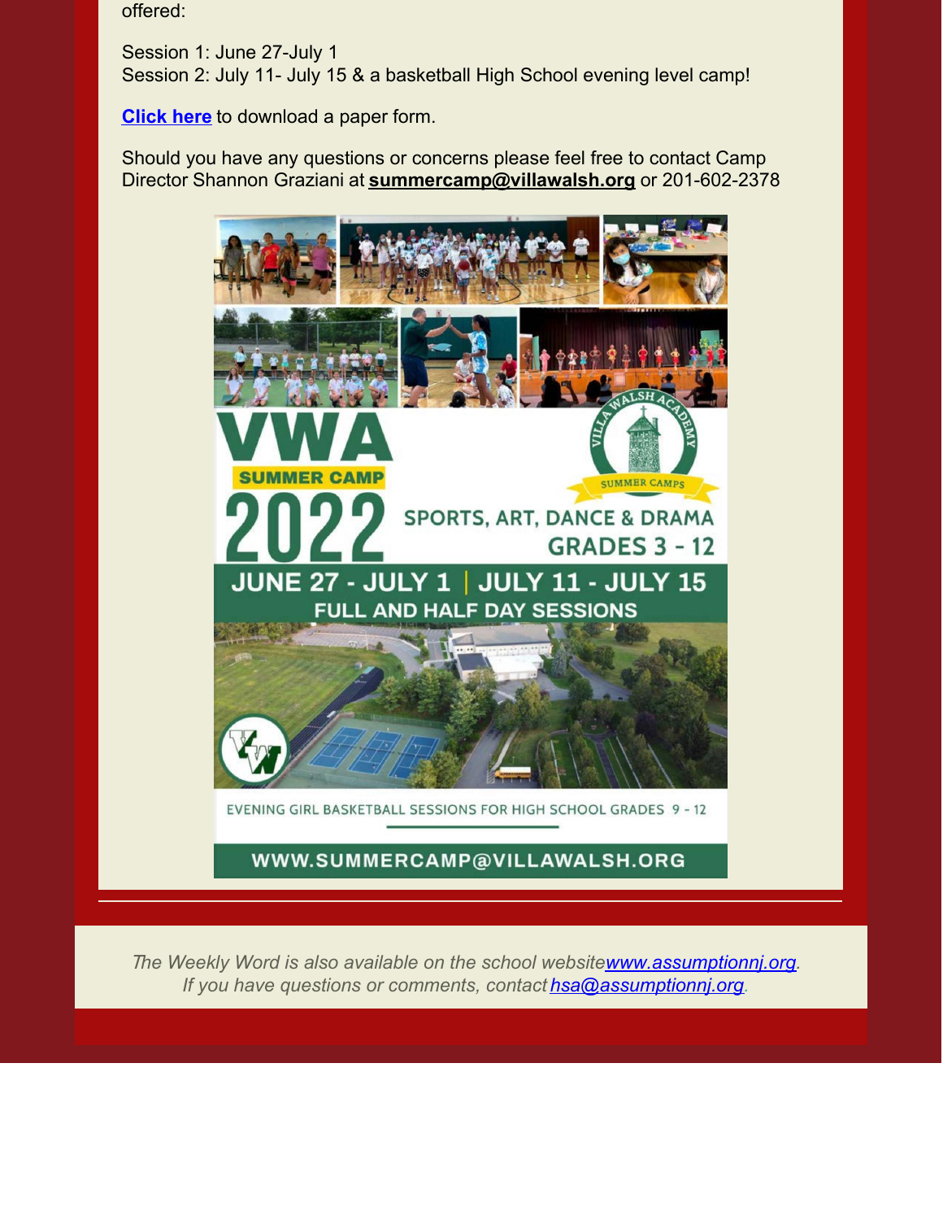offered:

Session 1: June 27-July 1
Session 2: July 11- July 15 & a basketball High School evening level camp!

**Click here** to download a paper form.

Should you have any questions or concerns please feel free to contact Camp Director Shannon Graziani at **summercamp@villawalsh.org** or 201-602-2378

VWA SUMMER CAMP 2022

SPORTS, ART, DANCE & DRAMA

GRADES 3 - 12

JUNE 27 - JULY 1 | JULY 11 - JULY 15

FULL AND HALF DAY SESSIONS

EVENING GIRL BASKETBALL SESSIONS FOR HIGH SCHOOL GRADES 9 - 12

WWW.SUMMERCAMP@VILLAWALSH.ORG

*The Weekly Word is also available on the school website www.assumptionnj.org. If you have questions or comments, contact hsa@assumptionnj.org.*